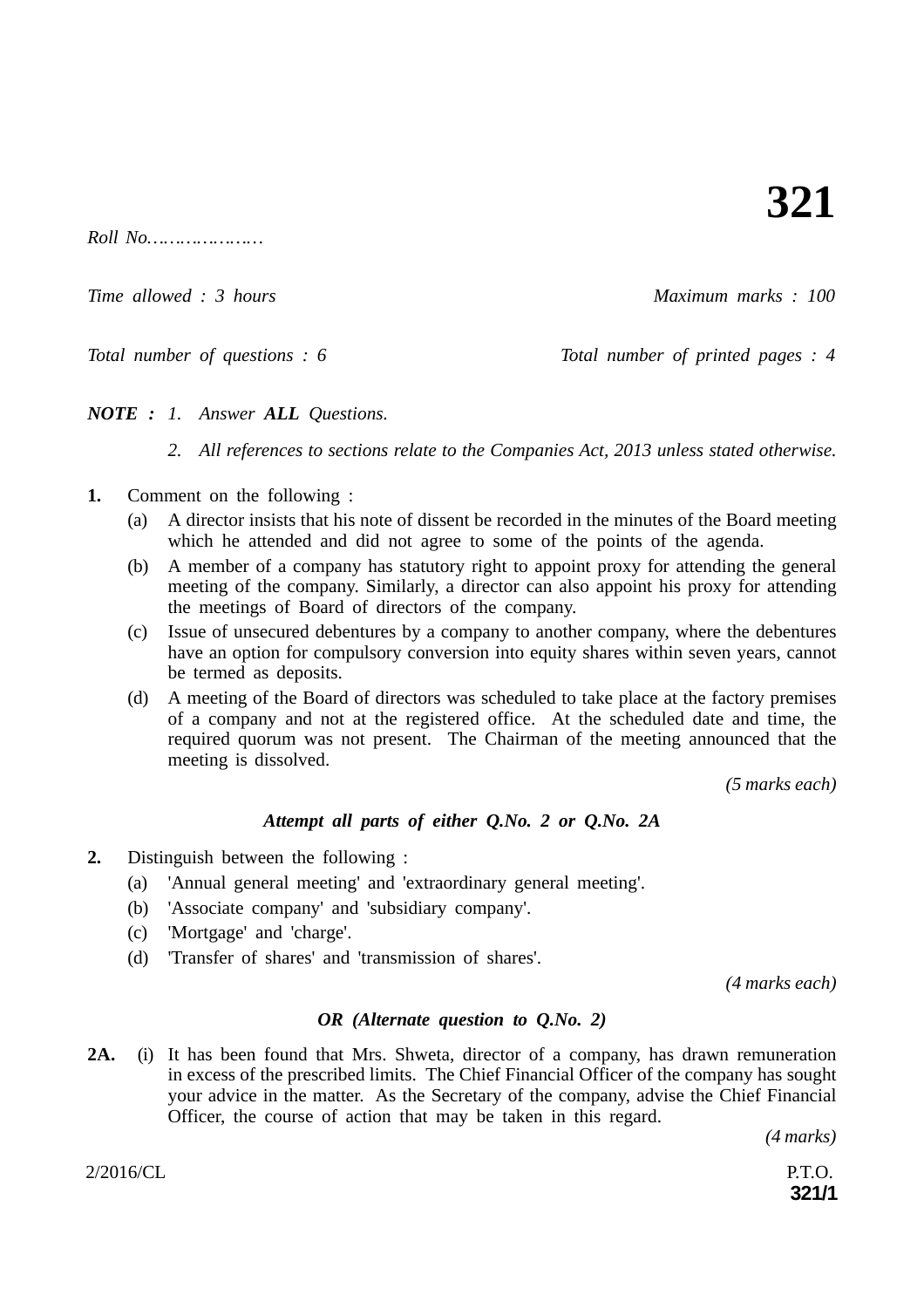# 321

*Roll No…………………*

*Time allowed : 3 hours* *Maximum marks : 100*

*Total number of questions : 6* *Total number of printed pages : 4*

***NOTE :*** *1. Answer **ALL** Questions.*

*2. All references to sections relate to the Companies Act, 2013 unless stated otherwise.*

**1.** Comment on the following :

(a) A director insists that his note of dissent be recorded in the minutes of the Board meeting which he attended and did not agree to some of the points of the agenda.

(b) A member of a company has statutory right to appoint proxy for attending the general meeting of the company. Similarly, a director can also appoint his proxy for attending the meetings of Board of directors of the company.

(c) Issue of unsecured debentures by a company to another company, where the debentures have an option for compulsory conversion into equity shares within seven years, cannot be termed as deposits.

(d) A meeting of the Board of directors was scheduled to take place at the factory premises of a company and not at the registered office. At the scheduled date and time, the required quorum was not present. The Chairman of the meeting announced that the meeting is dissolved.

*(5 marks each)*

***Attempt all parts of either Q.No. 2 or Q.No. 2A***

**2.** Distinguish between the following :

(a) 'Annual general meeting' and 'extraordinary general meeting'.

(b) 'Associate company' and 'subsidiary company'.

(c) 'Mortgage' and 'charge'.

(d) 'Transfer of shares' and 'transmission of shares'.

*(4 marks each)*

***OR (Alternate question to Q.No. 2)***

**2A.** (i) It has been found that Mrs. Shweta, director of a company, has drawn remuneration in excess of the prescribed limits. The Chief Financial Officer of the company has sought your advice in the matter. As the Secretary of the company, advise the Chief Financial Officer, the course of action that may be taken in this regard.

*(4 marks)*

2/2016/CL P.T.O.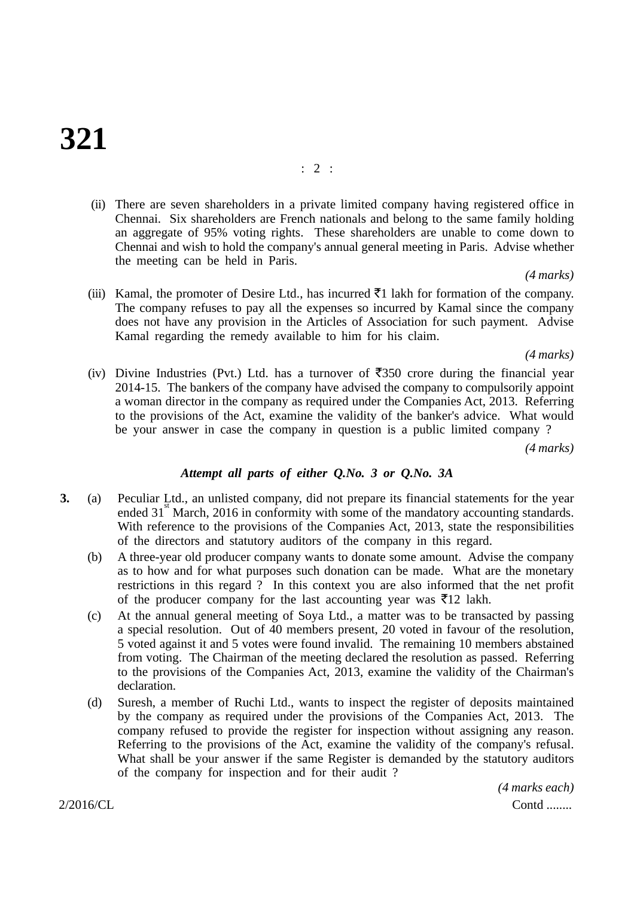(ii) There are seven shareholders in a private limited company having registered office in Chennai. Six shareholders are French nationals and belong to the same family holding an aggregate of 95% voting rights. These shareholders are unable to come down to Chennai and wish to hold the company's annual general meeting in Paris. Advise whether the meeting can be held in Paris.

*(4 marks)*

(iii) Kamal, the promoter of Desire Ltd., has incurred ₹1 lakh for formation of the company. The company refuses to pay all the expenses so incurred by Kamal since the company does not have any provision in the Articles of Association for such payment. Advise Kamal regarding the remedy available to him for his claim.

*(4 marks)*

(iv) Divine Industries (Pvt.) Ltd. has a turnover of ₹350 crore during the financial year 2014-15. The bankers of the company have advised the company to compulsorily appoint a woman director in the company as required under the Companies Act, 2013. Referring to the provisions of the Act, examine the validity of the banker's advice. What would be your answer in case the company in question is a public limited company ?

*(4 marks)*

***Attempt all parts of either Q.No. 3 or Q.No. 3A***

**3.** (a) Peculiar Ltd., an unlisted company, did not prepare its financial statements for the year ended 31st March, 2016 in conformity with some of the mandatory accounting standards. With reference to the provisions of the Companies Act, 2013, state the responsibilities of the directors and statutory auditors of the company in this regard.

(b) A three-year old producer company wants to donate some amount. Advise the company as to how and for what purposes such donation can be made. What are the monetary restrictions in this regard ? In this context you are also informed that the net profit of the producer company for the last accounting year was ₹12 lakh.

(c) At the annual general meeting of Soya Ltd., a matter was to be transacted by passing a special resolution. Out of 40 members present, 20 voted in favour of the resolution, 5 voted against it and 5 votes were found invalid. The remaining 10 members abstained from voting. The Chairman of the meeting declared the resolution as passed. Referring to the provisions of the Companies Act, 2013, examine the validity of the Chairman's declaration.

(d) Suresh, a member of Ruchi Ltd., wants to inspect the register of deposits maintained by the company as required under the provisions of the Companies Act, 2013. The company refused to provide the register for inspection without assigning any reason. Referring to the provisions of the Act, examine the validity of the company's refusal. What shall be your answer if the same Register is demanded by the statutory auditors of the company for inspection and for their audit ?

*(4 marks each)*

Contd ........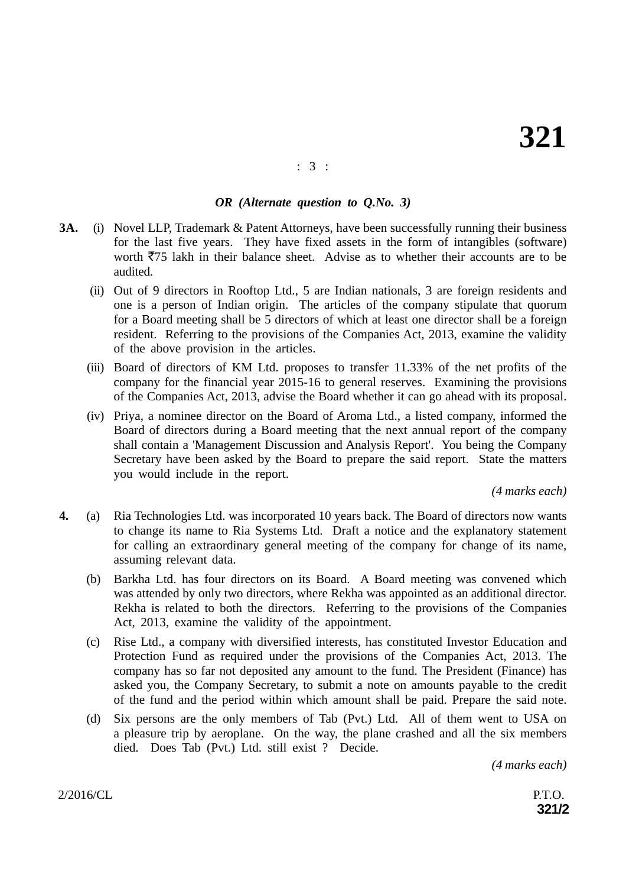*OR (Alternate question to Q.No. 3)*

**3A.** (i) Novel LLP, Trademark & Patent Attorneys, have been successfully running their business for the last five years. They have fixed assets in the form of intangibles (software) worth ₹75 lakh in their balance sheet. Advise as to whether their accounts are to be audited.

(ii) Out of 9 directors in Rooftop Ltd., 5 are Indian nationals, 3 are foreign residents and one is a person of Indian origin. The articles of the company stipulate that quorum for a Board meeting shall be 5 directors of which at least one director shall be a foreign resident. Referring to the provisions of the Companies Act, 2013, examine the validity of the above provision in the articles.

(iii) Board of directors of KM Ltd. proposes to transfer 11.33% of the net profits of the company for the financial year 2015-16 to general reserves. Examining the provisions of the Companies Act, 2013, advise the Board whether it can go ahead with its proposal.

(iv) Priya, a nominee director on the Board of Aroma Ltd., a listed company, informed the Board of directors during a Board meeting that the next annual report of the company shall contain a 'Management Discussion and Analysis Report'. You being the Company Secretary have been asked by the Board to prepare the said report. State the matters you would include in the report.

*(4 marks each)*

**4.** (a) Ria Technologies Ltd. was incorporated 10 years back. The Board of directors now wants to change its name to Ria Systems Ltd. Draft a notice and the explanatory statement for calling an extraordinary general meeting of the company for change of its name, assuming relevant data.

(b) Barkha Ltd. has four directors on its Board. A Board meeting was convened which was attended by only two directors, where Rekha was appointed as an additional director. Rekha is related to both the directors. Referring to the provisions of the Companies Act, 2013, examine the validity of the appointment.

(c) Rise Ltd., a company with diversified interests, has constituted Investor Education and Protection Fund as required under the provisions of the Companies Act, 2013. The company has so far not deposited any amount to the fund. The President (Finance) has asked you, the Company Secretary, to submit a note on amounts payable to the credit of the fund and the period within which amount shall be paid. Prepare the said note.

(d) Six persons are the only members of Tab (Pvt.) Ltd. All of them went to USA on a pleasure trip by aeroplane. On the way, the plane crashed and all the six members died. Does Tab (Pvt.) Ltd. still exist ? Decide.

*(4 marks each)*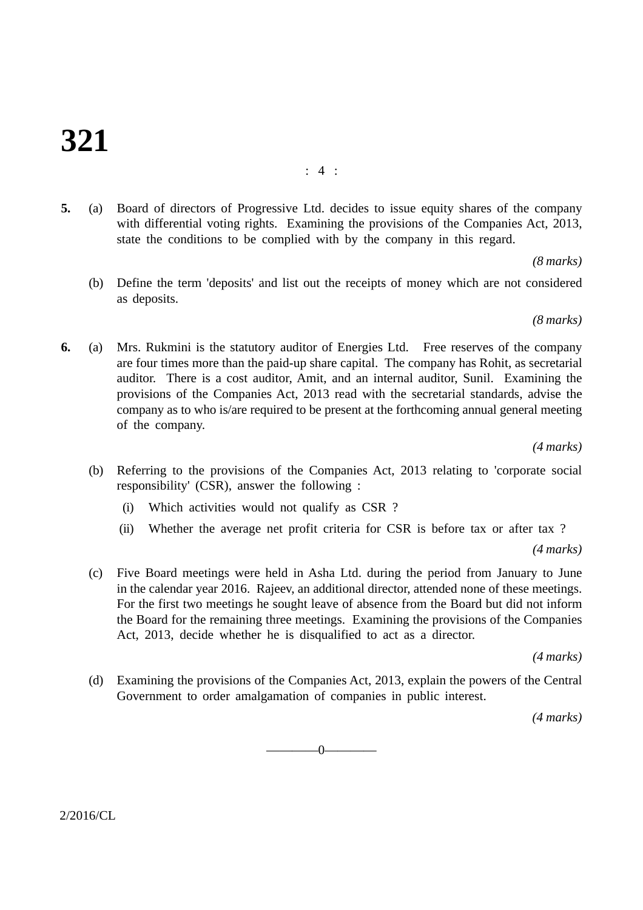**5.** (a) Board of directors of Progressive Ltd. decides to issue equity shares of the company with differential voting rights. Examining the provisions of the Companies Act, 2013, state the conditions to be complied with by the company in this regard.

*(8 marks)*

(b) Define the term 'deposits' and list out the receipts of money which are not considered as deposits.

*(8 marks)*

**6.** (a) Mrs. Rukmini is the statutory auditor of Energies Ltd. Free reserves of the company are four times more than the paid-up share capital. The company has Rohit, as secretarial auditor. There is a cost auditor, Amit, and an internal auditor, Sunil. Examining the provisions of the Companies Act, 2013 read with the secretarial standards, advise the company as to who is/are required to be present at the forthcoming annual general meeting of the company.

*(4 marks)*

(b) Referring to the provisions of the Companies Act, 2013 relating to 'corporate social responsibility' (CSR), answer the following :

(i) Which activities would not qualify as CSR ?

(ii) Whether the average net profit criteria for CSR is before tax or after tax ?

*(4 marks)*

(c) Five Board meetings were held in Asha Ltd. during the period from January to June in the calendar year 2016. Rajeev, an additional director, attended none of these meetings. For the first two meetings he sought leave of absence from the Board but did not inform the Board for the remaining three meetings. Examining the provisions of the Companies Act, 2013, decide whether he is disqualified to act as a director.

*(4 marks)*

(d) Examining the provisions of the Companies Act, 2013, explain the powers of the Central Government to order amalgamation of companies in public interest.

*(4 marks)*

————0————